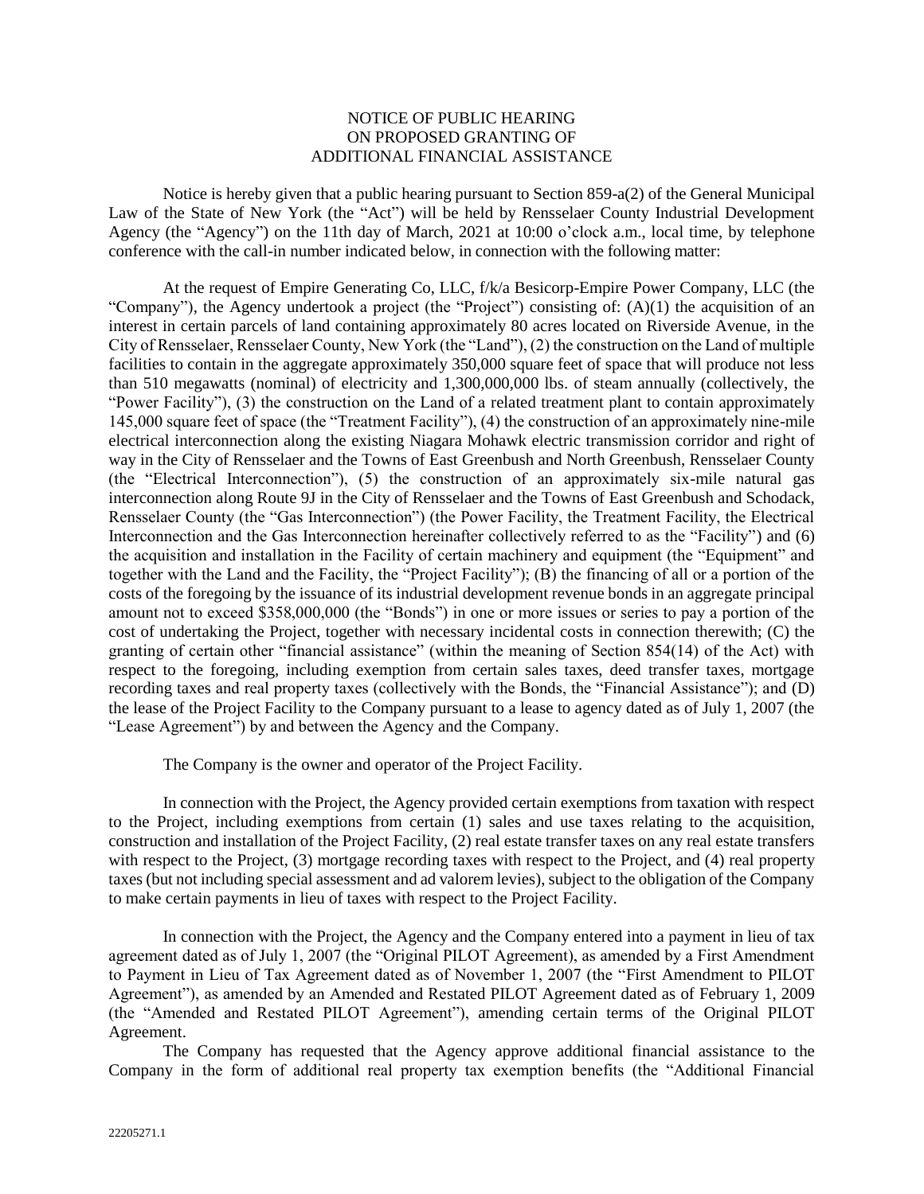# NOTICE OF PUBLIC HEARING ON PROPOSED GRANTING OF ADDITIONAL FINANCIAL ASSISTANCE

Notice is hereby given that a public hearing pursuant to Section 859-a(2) of the General Municipal Law of the State of New York (the "Act") will be held by Rensselaer County Industrial Development Agency (the "Agency") on the 11th day of March, 2021 at 10:00 o'clock a.m., local time, by telephone conference with the call-in number indicated below, in connection with the following matter:

At the request of Empire Generating Co, LLC, f/k/a Besicorp-Empire Power Company, LLC (the "Company"), the Agency undertook a project (the "Project") consisting of: (A)(1) the acquisition of an interest in certain parcels of land containing approximately 80 acres located on Riverside Avenue, in the City of Rensselaer, Rensselaer County, New York (the "Land"), (2) the construction on the Land of multiple facilities to contain in the aggregate approximately 350,000 square feet of space that will produce not less than 510 megawatts (nominal) of electricity and 1,300,000,000 lbs. of steam annually (collectively, the "Power Facility"), (3) the construction on the Land of a related treatment plant to contain approximately 145,000 square feet of space (the "Treatment Facility"), (4) the construction of an approximately nine-mile electrical interconnection along the existing Niagara Mohawk electric transmission corridor and right of way in the City of Rensselaer and the Towns of East Greenbush and North Greenbush, Rensselaer County (the "Electrical Interconnection"), (5) the construction of an approximately six-mile natural gas interconnection along Route 9J in the City of Rensselaer and the Towns of East Greenbush and Schodack, Rensselaer County (the "Gas Interconnection") (the Power Facility, the Treatment Facility, the Electrical Interconnection and the Gas Interconnection hereinafter collectively referred to as the "Facility") and (6) the acquisition and installation in the Facility of certain machinery and equipment (the "Equipment" and together with the Land and the Facility, the "Project Facility"); (B) the financing of all or a portion of the costs of the foregoing by the issuance of its industrial development revenue bonds in an aggregate principal amount not to exceed $358,000,000 (the "Bonds") in one or more issues or series to pay a portion of the cost of undertaking the Project, together with necessary incidental costs in connection therewith; (C) the granting of certain other "financial assistance" (within the meaning of Section 854(14) of the Act) with respect to the foregoing, including exemption from certain sales taxes, deed transfer taxes, mortgage recording taxes and real property taxes (collectively with the Bonds, the "Financial Assistance"); and (D) the lease of the Project Facility to the Company pursuant to a lease to agency dated as of July 1, 2007 (the "Lease Agreement") by and between the Agency and the Company.

The Company is the owner and operator of the Project Facility.

In connection with the Project, the Agency provided certain exemptions from taxation with respect to the Project, including exemptions from certain (1) sales and use taxes relating to the acquisition, construction and installation of the Project Facility, (2) real estate transfer taxes on any real estate transfers with respect to the Project, (3) mortgage recording taxes with respect to the Project, and (4) real property taxes (but not including special assessment and ad valorem levies), subject to the obligation of the Company to make certain payments in lieu of taxes with respect to the Project Facility.

In connection with the Project, the Agency and the Company entered into a payment in lieu of tax agreement dated as of July 1, 2007 (the "Original PILOT Agreement), as amended by a First Amendment to Payment in Lieu of Tax Agreement dated as of November 1, 2007 (the "First Amendment to PILOT Agreement"), as amended by an Amended and Restated PILOT Agreement dated as of February 1, 2009 (the "Amended and Restated PILOT Agreement"), amending certain terms of the Original PILOT Agreement.

The Company has requested that the Agency approve additional financial assistance to the Company in the form of additional real property tax exemption benefits (the "Additional Financial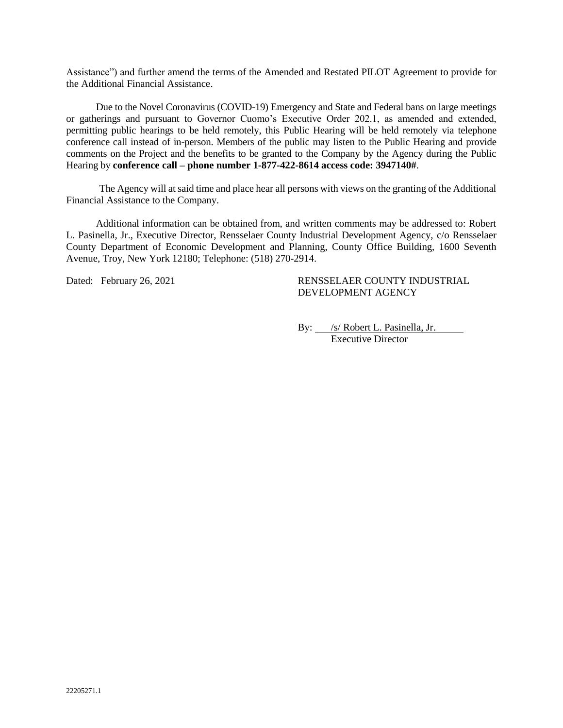Assistance") and further amend the terms of the Amended and Restated PILOT Agreement to provide for the Additional Financial Assistance.

Due to the Novel Coronavirus (COVID-19) Emergency and State and Federal bans on large meetings or gatherings and pursuant to Governor Cuomo's Executive Order 202.1, as amended and extended, permitting public hearings to be held remotely, this Public Hearing will be held remotely via telephone conference call instead of in-person. Members of the public may listen to the Public Hearing and provide comments on the Project and the benefits to be granted to the Company by the Agency during the Public Hearing by **conference call – phone number 1-877-422-8614 access code: 3947140#**.

The Agency will at said time and place hear all persons with views on the granting of the Additional Financial Assistance to the Company.

Additional information can be obtained from, and written comments may be addressed to: Robert L. Pasinella, Jr., Executive Director, Rensselaer County Industrial Development Agency, c/o Rensselaer County Department of Economic Development and Planning, County Office Building, 1600 Seventh Avenue, Troy, New York 12180; Telephone: (518) 270-2914.

Dated: February 26, 2021

RENSSELAER COUNTY INDUSTRIAL DEVELOPMENT AGENCY

By: /s/ Robert L. Pasinella, Jr.
Executive Director

22205271.1